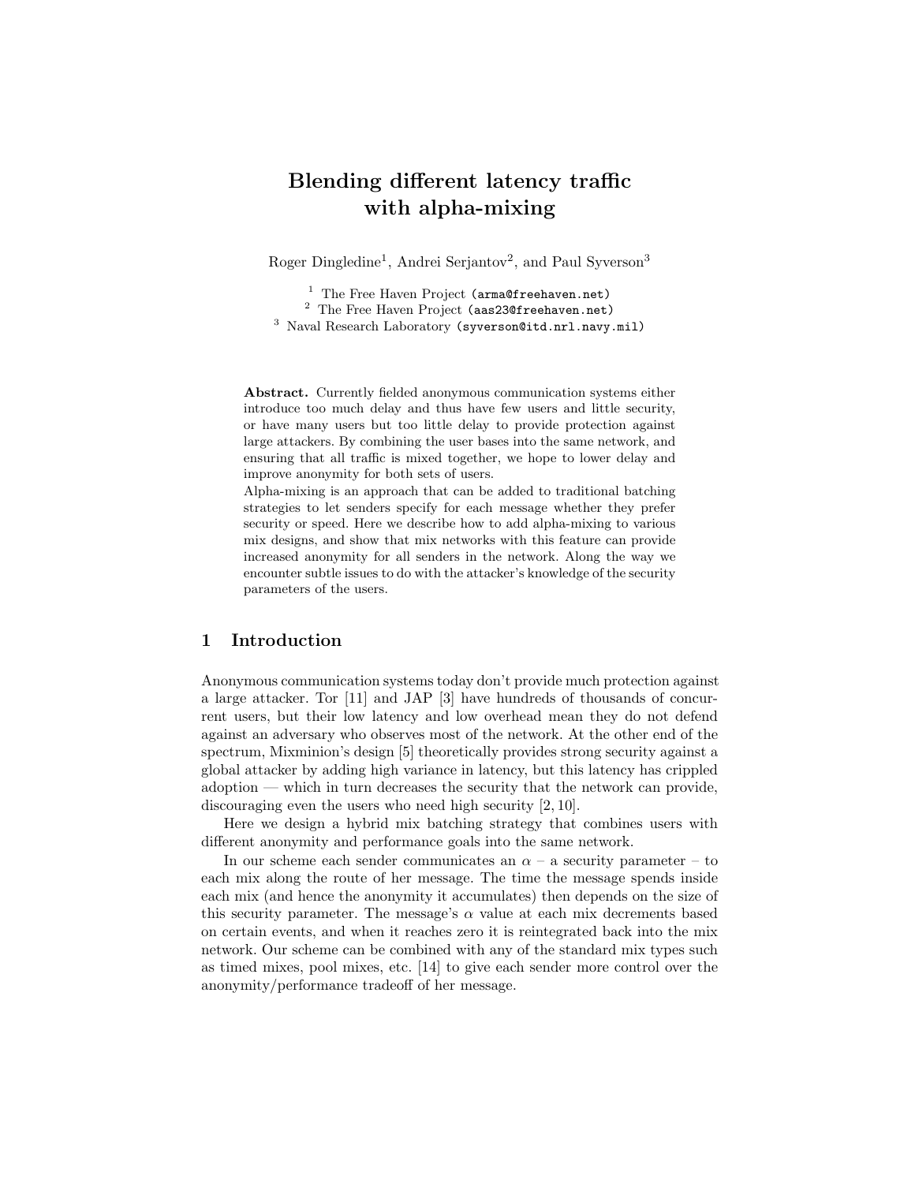# Blending different latency traffic with alpha-mixing

Roger Dingledine[1], Andrei Serjantov[2], and Paul Syverson[3]

[1] The Free Haven Project (arma@freehaven.net)
[2] The Free Haven Project (aas23@freehaven.net)
[3] Naval Research Laboratory (syverson@itd.nrl.navy.mil)

**Abstract.** Currently fielded anonymous communication systems either introduce too much delay and thus have few users and little security, or have many users but too little delay to provide protection against large attackers. By combining the user bases into the same network, and ensuring that all traffic is mixed together, we hope to lower delay and improve anonymity for both sets of users.
Alpha-mixing is an approach that can be added to traditional batching strategies to let senders specify for each message whether they prefer security or speed. Here we describe how to add alpha-mixing to various mix designs, and show that mix networks with this feature can provide increased anonymity for all senders in the network. Along the way we encounter subtle issues to do with the attacker's knowledge of the security parameters of the users.

## 1 Introduction

Anonymous communication systems today don't provide much protection against a large attacker. Tor [11] and JAP [3] have hundreds of thousands of concurrent users, but their low latency and low overhead mean they do not defend against an adversary who observes most of the network. At the other end of the spectrum, Mixminion's design [5] theoretically provides strong security against a global attacker by adding high variance in latency, but this latency has crippled adoption — which in turn decreases the security that the network can provide, discouraging even the users who need high security [2, 10].

Here we design a hybrid mix batching strategy that combines users with different anonymity and performance goals into the same network.

In our scheme each sender communicates an $\alpha$ – a security parameter – to each mix along the route of her message. The time the message spends inside each mix (and hence the anonymity it accumulates) then depends on the size of this security parameter. The message's $\alpha$ value at each mix decrements based on certain events, and when it reaches zero it is reintegrated back into the mix network. Our scheme can be combined with any of the standard mix types such as timed mixes, pool mixes, etc. [14] to give each sender more control over the anonymity/performance tradeoff of her message.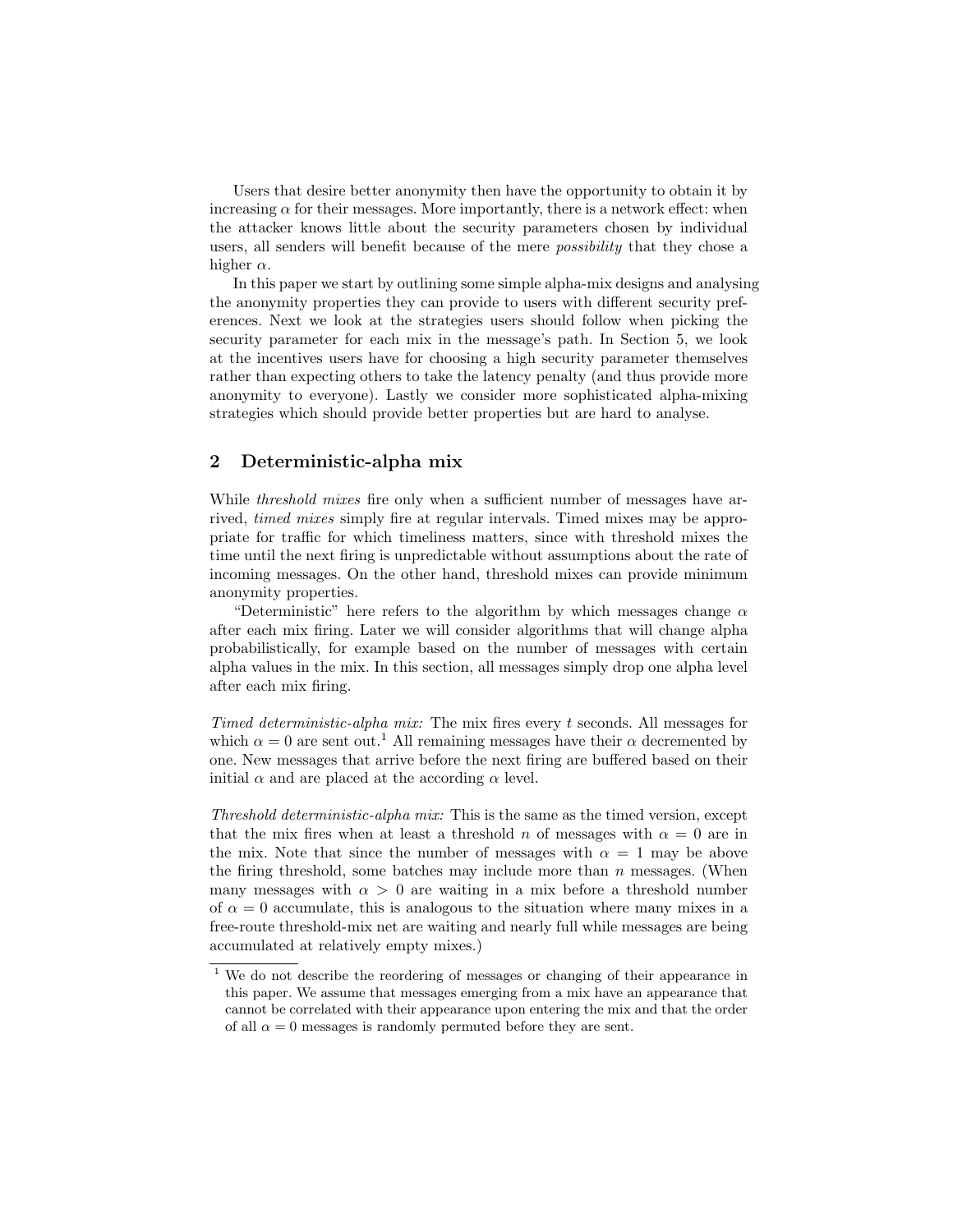Users that desire better anonymity then have the opportunity to obtain it by increasing $\alpha$ for their messages. More importantly, there is a network effect: when the attacker knows little about the security parameters chosen by individual users, all senders will benefit because of the mere *possibility* that they chose a higher $\alpha$.

In this paper we start by outlining some simple alpha-mix designs and analysing the anonymity properties they can provide to users with different security preferences. Next we look at the strategies users should follow when picking the security parameter for each mix in the message's path. In Section 5, we look at the incentives users have for choosing a high security parameter themselves rather than expecting others to take the latency penalty (and thus provide more anonymity to everyone). Lastly we consider more sophisticated alpha-mixing strategies which should provide better properties but are hard to analyse.

## 2 Deterministic-alpha mix

While *threshold mixes* fire only when a sufficient number of messages have arrived, *timed mixes* simply fire at regular intervals. Timed mixes may be appropriate for traffic for which timeliness matters, since with threshold mixes the time until the next firing is unpredictable without assumptions about the rate of incoming messages. On the other hand, threshold mixes can provide minimum anonymity properties.

"Deterministic" here refers to the algorithm by which messages change $\alpha$ after each mix firing. Later we will consider algorithms that will change alpha probabilistically, for example based on the number of messages with certain alpha values in the mix. In this section, all messages simply drop one alpha level after each mix firing.

*Timed deterministic-alpha mix:* The mix fires every $t$ seconds. All messages for which $\alpha = 0$ are sent out.[1] All remaining messages have their $\alpha$ decremented by one. New messages that arrive before the next firing are buffered based on their initial $\alpha$ and are placed at the according $\alpha$ level.

*Threshold deterministic-alpha mix:* This is the same as the timed version, except that the mix fires when at least a threshold $n$ of messages with $\alpha = 0$ are in the mix. Note that since the number of messages with $\alpha = 1$ may be above the firing threshold, some batches may include more than $n$ messages. (When many messages with $\alpha > 0$ are waiting in a mix before a threshold number of $\alpha = 0$ accumulate, this is analogous to the situation where many mixes in a free-route threshold-mix net are waiting and nearly full while messages are being accumulated at relatively empty mixes.)

[1] We do not describe the reordering of messages or changing of their appearance in this paper. We assume that messages emerging from a mix have an appearance that cannot be correlated with their appearance upon entering the mix and that the order of all $\alpha = 0$ messages is randomly permuted before they are sent.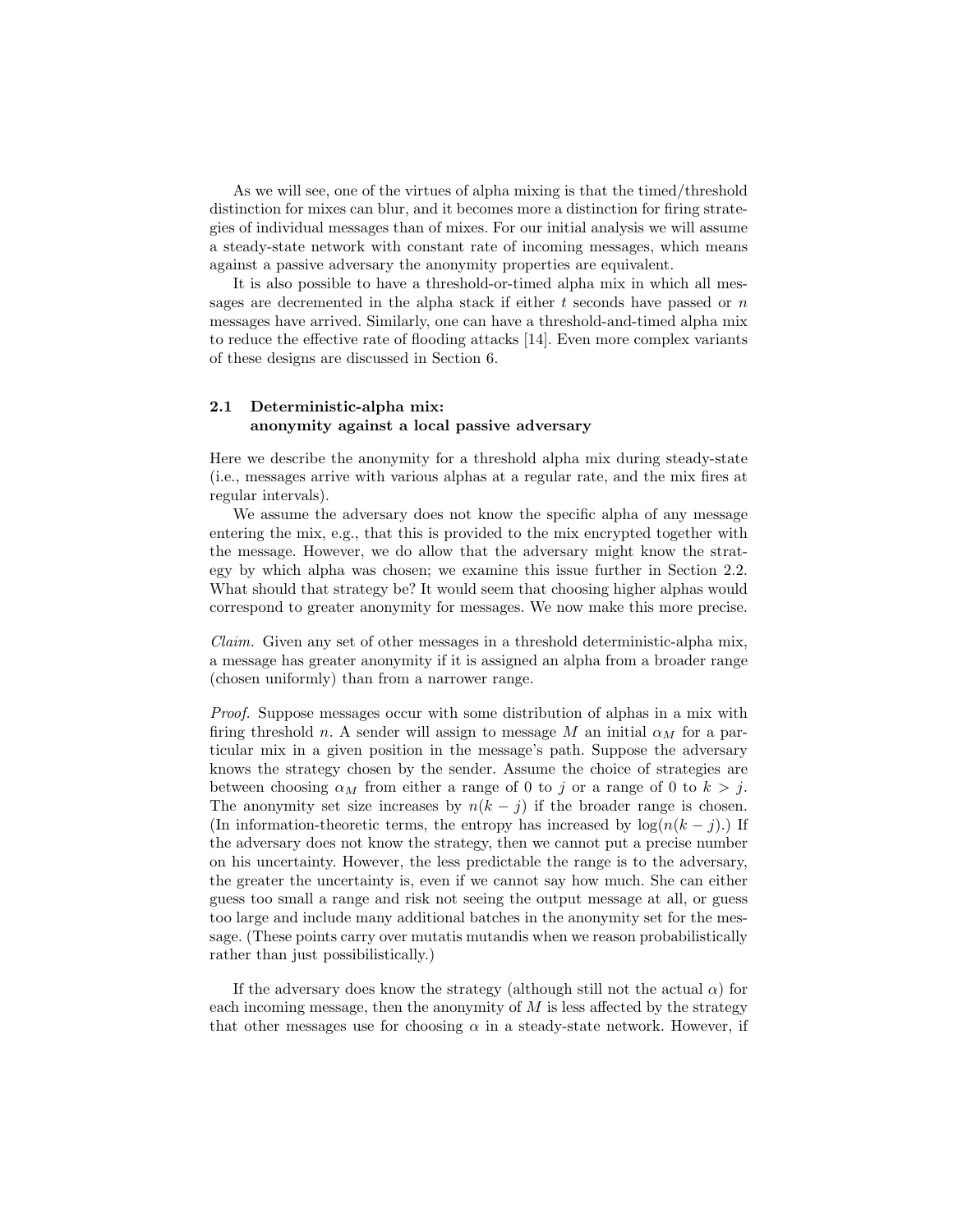As we will see, one of the virtues of alpha mixing is that the timed/threshold distinction for mixes can blur, and it becomes more a distinction for firing strategies of individual messages than of mixes. For our initial analysis we will assume a steady-state network with constant rate of incoming messages, which means against a passive adversary the anonymity properties are equivalent.

It is also possible to have a threshold-or-timed alpha mix in which all messages are decremented in the alpha stack if either $t$ seconds have passed or $n$ messages have arrived. Similarly, one can have a threshold-and-timed alpha mix to reduce the effective rate of flooding attacks [14]. Even more complex variants of these designs are discussed in Section 6.

### 2.1 Deterministic-alpha mix: anonymity against a local passive adversary

Here we describe the anonymity for a threshold alpha mix during steady-state (i.e., messages arrive with various alphas at a regular rate, and the mix fires at regular intervals).

We assume the adversary does not know the specific alpha of any message entering the mix, e.g., that this is provided to the mix encrypted together with the message. However, we do allow that the adversary might know the strategy by which alpha was chosen; we examine this issue further in Section 2.2. What should that strategy be? It would seem that choosing higher alphas would correspond to greater anonymity for messages. We now make this more precise.

*Claim.* Given any set of other messages in a threshold deterministic-alpha mix, a message has greater anonymity if it is assigned an alpha from a broader range (chosen uniformly) than from a narrower range.

*Proof.* Suppose messages occur with some distribution of alphas in a mix with firing threshold $n$. A sender will assign to message $M$ an initial $\alpha_M$ for a particular mix in a given position in the message's path. Suppose the adversary knows the strategy chosen by the sender. Assume the choice of strategies are between choosing $\alpha_M$ from either a range of 0 to $j$ or a range of 0 to $k > j$. The anonymity set size increases by $n(k - j)$ if the broader range is chosen. (In information-theoretic terms, the entropy has increased by $\log(n(k - j))$.) If the adversary does not know the strategy, then we cannot put a precise number on his uncertainty. However, the less predictable the range is to the adversary, the greater the uncertainty is, even if we cannot say how much. She can either guess too small a range and risk not seeing the output message at all, or guess too large and include many additional batches in the anonymity set for the message. (These points carry over mutatis mutandis when we reason probabilistically rather than just possibilistically.)

If the adversary does know the strategy (although still not the actual $\alpha$) for each incoming message, then the anonymity of $M$ is less affected by the strategy that other messages use for choosing $\alpha$ in a steady-state network. However, if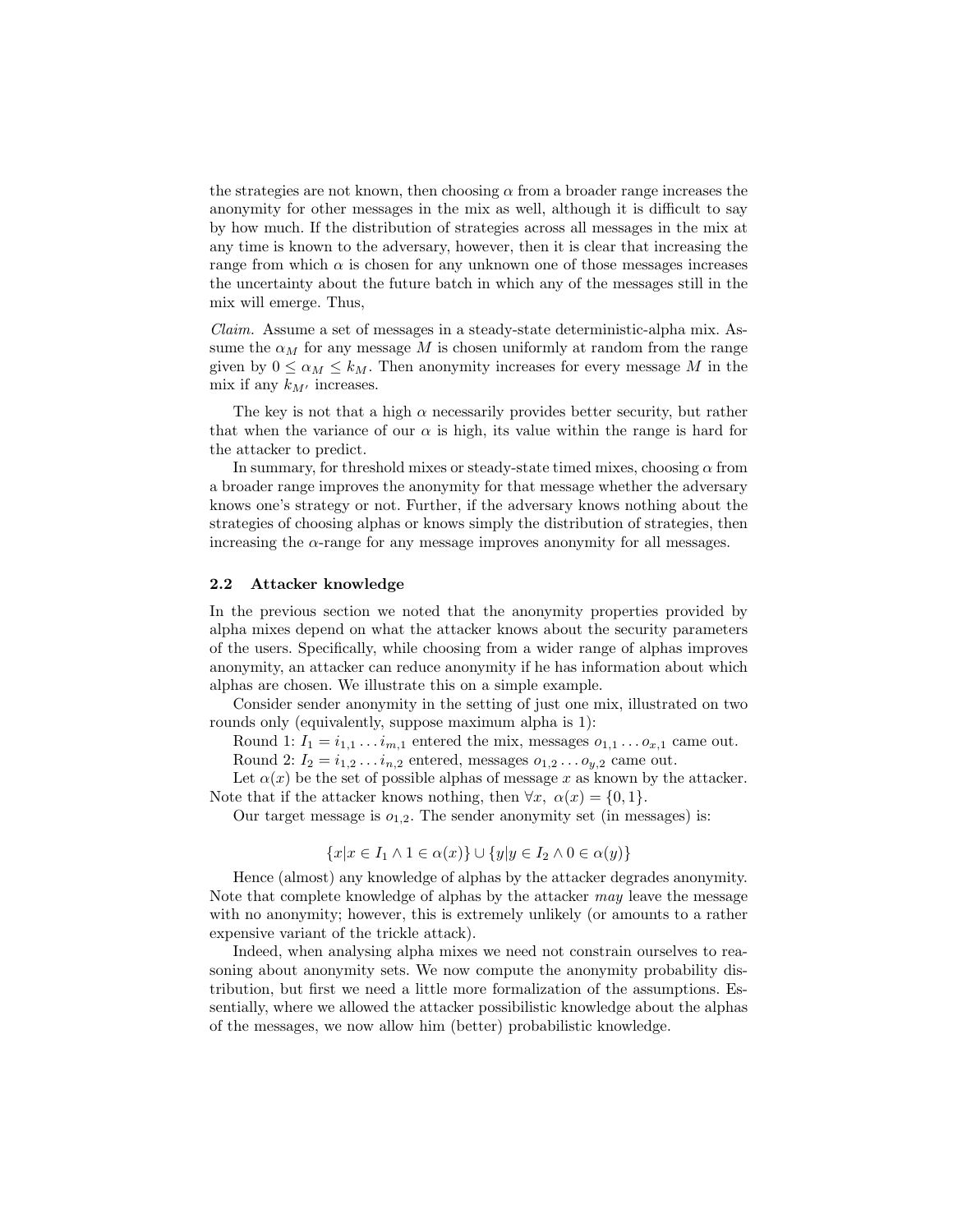the strategies are not known, then choosing $\alpha$ from a broader range increases the anonymity for other messages in the mix as well, although it is difficult to say by how much. If the distribution of strategies across all messages in the mix at any time is known to the adversary, however, then it is clear that increasing the range from which $\alpha$ is chosen for any unknown one of those messages increases the uncertainty about the future batch in which any of the messages still in the mix will emerge. Thus,

*Claim.* Assume a set of messages in a steady-state deterministic-alpha mix. Assume the $\alpha_M$ for any message $M$ is chosen uniformly at random from the range given by $0 \leq \alpha_M \leq k_M$. Then anonymity increases for every message $M$ in the mix if any $k_{M'}$ increases.

The key is not that a high $\alpha$ necessarily provides better security, but rather that when the variance of our $\alpha$ is high, its value within the range is hard for the attacker to predict.

In summary, for threshold mixes or steady-state timed mixes, choosing $\alpha$ from a broader range improves the anonymity for that message whether the adversary knows one's strategy or not. Further, if the adversary knows nothing about the strategies of choosing alphas or knows simply the distribution of strategies, then increasing the $\alpha$-range for any message improves anonymity for all messages.

### 2.2 Attacker knowledge

In the previous section we noted that the anonymity properties provided by alpha mixes depend on what the attacker knows about the security parameters of the users. Specifically, while choosing from a wider range of alphas improves anonymity, an attacker can reduce anonymity if he has information about which alphas are chosen. We illustrate this on a simple example.

Consider sender anonymity in the setting of just one mix, illustrated on two rounds only (equivalently, suppose maximum alpha is 1):

Round 1: $I_1 = i_{1,1} \ldots i_{m,1}$ entered the mix, messages $o_{1,1} \ldots o_{x,1}$ came out.

Round 2: $I_2 = i_{1,2} \ldots i_{n,2}$ entered, messages $o_{1,2} \ldots o_{y,2}$ came out.

Let $\alpha(x)$ be the set of possible alphas of message $x$ as known by the attacker. Note that if the attacker knows nothing, then $\forall x,\ \alpha(x) = \{0, 1\}$.

Our target message is $o_{1,2}$. The sender anonymity set (in messages) is:

$$\{x | x \in I_1 \wedge 1 \in \alpha(x)\} \cup \{y | y \in I_2 \wedge 0 \in \alpha(y)\}$$

Hence (almost) any knowledge of alphas by the attacker degrades anonymity. Note that complete knowledge of alphas by the attacker *may* leave the message with no anonymity; however, this is extremely unlikely (or amounts to a rather expensive variant of the trickle attack).

Indeed, when analysing alpha mixes we need not constrain ourselves to reasoning about anonymity sets. We now compute the anonymity probability distribution, but first we need a little more formalization of the assumptions. Essentially, where we allowed the attacker possibilistic knowledge about the alphas of the messages, we now allow him (better) probabilistic knowledge.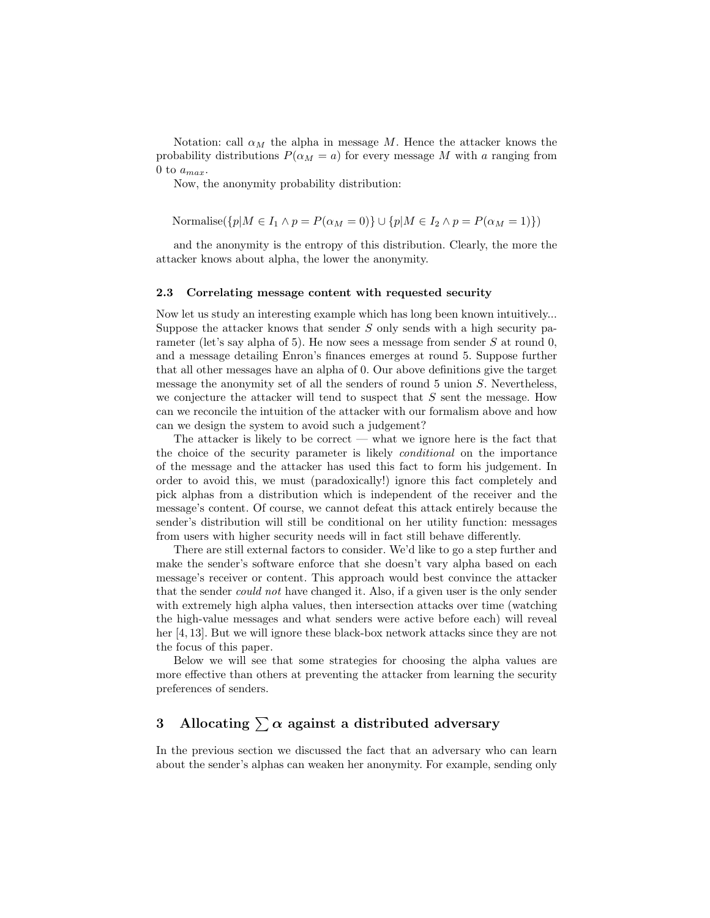Notation: call $\alpha_M$ the alpha in message $M$. Hence the attacker knows the probability distributions $P(\alpha_M = a)$ for every message $M$ with $a$ ranging from 0 to $a_{max}$.

Now, the anonymity probability distribution:

$$\text{Normalise}(\{p | M \in I_1 \wedge p = P(\alpha_M = 0)\} \cup \{p | M \in I_2 \wedge p = P(\alpha_M = 1)\})$$

and the anonymity is the entropy of this distribution. Clearly, the more the attacker knows about alpha, the lower the anonymity.

### 2.3 Correlating message content with requested security

Now let us study an interesting example which has long been known intuitively... Suppose the attacker knows that sender $S$ only sends with a high security parameter (let's say alpha of 5). He now sees a message from sender $S$ at round 0, and a message detailing Enron's finances emerges at round 5. Suppose further that all other messages have an alpha of 0. Our above definitions give the target message the anonymity set of all the senders of round 5 union $S$. Nevertheless, we conjecture the attacker will tend to suspect that $S$ sent the message. How can we reconcile the intuition of the attacker with our formalism above and how can we design the system to avoid such a judgement?

The attacker is likely to be correct — what we ignore here is the fact that the choice of the security parameter is likely *conditional* on the importance of the message and the attacker has used this fact to form his judgement. In order to avoid this, we must (paradoxically!) ignore this fact completely and pick alphas from a distribution which is independent of the receiver and the message's content. Of course, we cannot defeat this attack entirely because the sender's distribution will still be conditional on her utility function: messages from users with higher security needs will in fact still behave differently.

There are still external factors to consider. We'd like to go a step further and make the sender's software enforce that she doesn't vary alpha based on each message's receiver or content. This approach would best convince the attacker that the sender *could not* have changed it. Also, if a given user is the only sender with extremely high alpha values, then intersection attacks over time (watching the high-value messages and what senders were active before each) will reveal her [4, 13]. But we will ignore these black-box network attacks since they are not the focus of this paper.

Below we will see that some strategies for choosing the alpha values are more effective than others at preventing the attacker from learning the security preferences of senders.

## 3 Allocating $\sum \alpha$ against a distributed adversary

In the previous section we discussed the fact that an adversary who can learn about the sender's alphas can weaken her anonymity. For example, sending only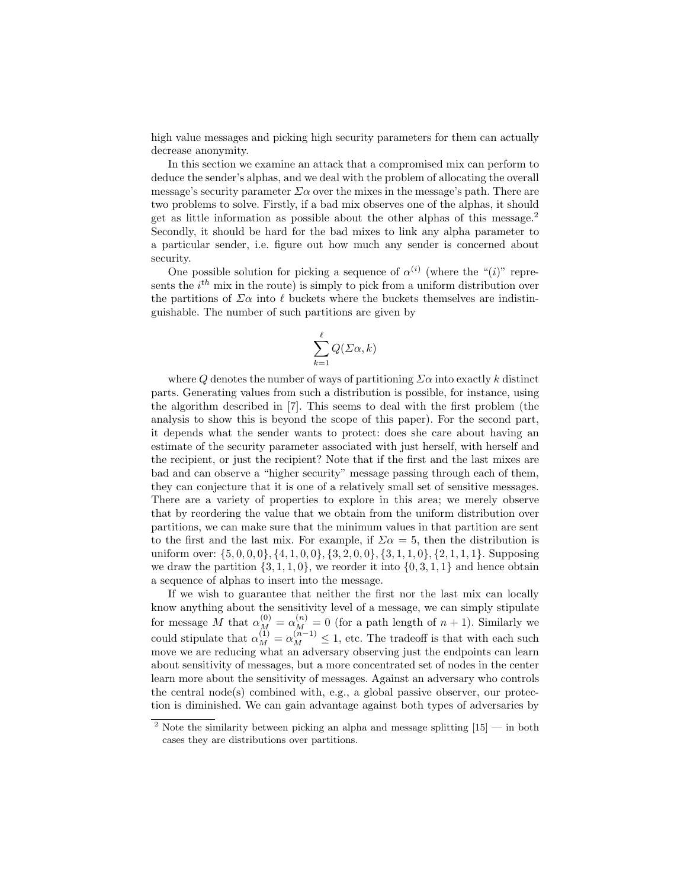high value messages and picking high security parameters for them can actually decrease anonymity.

In this section we examine an attack that a compromised mix can perform to deduce the sender's alphas, and we deal with the problem of allocating the overall message's security parameter $\Sigma\alpha$ over the mixes in the message's path. There are two problems to solve. Firstly, if a bad mix observes one of the alphas, it should get as little information as possible about the other alphas of this message.[2] Secondly, it should be hard for the bad mixes to link any alpha parameter to a particular sender, i.e. figure out how much any sender is concerned about security.

One possible solution for picking a sequence of $\alpha^{(i)}$ (where the "$(i)$" represents the $i^{th}$ mix in the route) is simply to pick from a uniform distribution over the partitions of $\Sigma\alpha$ into $\ell$ buckets where the buckets themselves are indistinguishable. The number of such partitions are given by

$$\sum_{k=1}^{\ell} Q(\Sigma\alpha, k)$$

where $Q$ denotes the number of ways of partitioning $\Sigma\alpha$ into exactly $k$ distinct parts. Generating values from such a distribution is possible, for instance, using the algorithm described in [7]. This seems to deal with the first problem (the analysis to show this is beyond the scope of this paper). For the second part, it depends what the sender wants to protect: does she care about having an estimate of the security parameter associated with just herself, with herself and the recipient, or just the recipient? Note that if the first and the last mixes are bad and can observe a "higher security" message passing through each of them, they can conjecture that it is one of a relatively small set of sensitive messages. There are a variety of properties to explore in this area; we merely observe that by reordering the value that we obtain from the uniform distribution over partitions, we can make sure that the minimum values in that partition are sent to the first and the last mix. For example, if $\Sigma\alpha = 5$, then the distribution is uniform over: $\{5, 0, 0, 0\}, \{4, 1, 0, 0\}, \{3, 2, 0, 0\}, \{3, 1, 1, 0\}, \{2, 1, 1, 1\}$. Supposing we draw the partition $\{3, 1, 1, 0\}$, we reorder it into $\{0, 3, 1, 1\}$ and hence obtain a sequence of alphas to insert into the message.

If we wish to guarantee that neither the first nor the last mix can locally know anything about the sensitivity level of a message, we can simply stipulate for message $M$ that $\alpha_M^{(0)} = \alpha_M^{(n)} = 0$ (for a path length of $n + 1$). Similarly we could stipulate that $\alpha_M^{(1)} = \alpha_M^{(n-1)} \leq 1$, etc. The tradeoff is that with each such move we are reducing what an adversary observing just the endpoints can learn about sensitivity of messages, but a more concentrated set of nodes in the center learn more about the sensitivity of messages. Against an adversary who controls the central node(s) combined with, e.g., a global passive observer, our protection is diminished. We can gain advantage against both types of adversaries by

[2] Note the similarity between picking an alpha and message splitting [15] — in both cases they are distributions over partitions.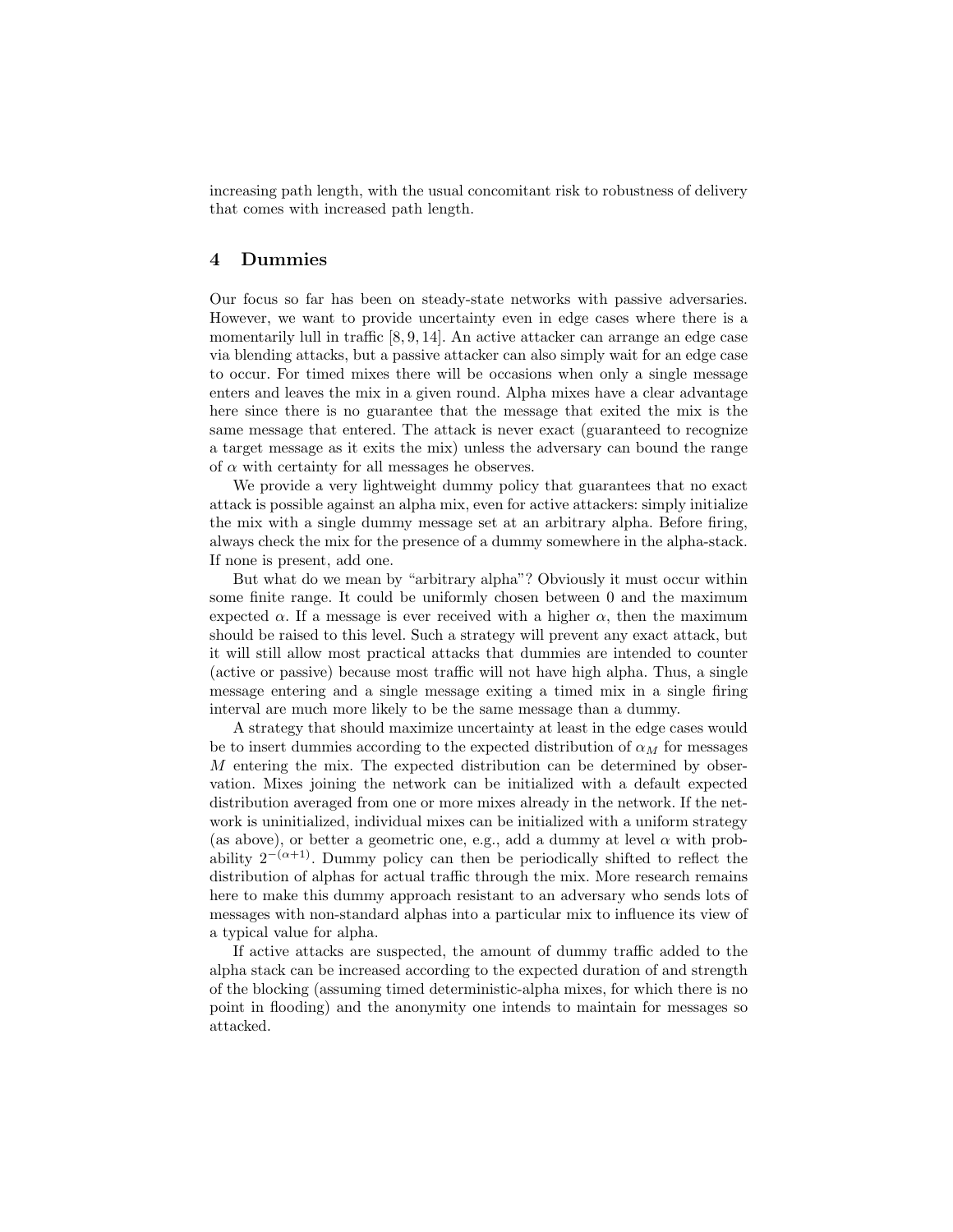increasing path length, with the usual concomitant risk to robustness of delivery that comes with increased path length.

## 4 Dummies

Our focus so far has been on steady-state networks with passive adversaries. However, we want to provide uncertainty even in edge cases where there is a momentarily lull in traffic [8, 9, 14]. An active attacker can arrange an edge case via blending attacks, but a passive attacker can also simply wait for an edge case to occur. For timed mixes there will be occasions when only a single message enters and leaves the mix in a given round. Alpha mixes have a clear advantage here since there is no guarantee that the message that exited the mix is the same message that entered. The attack is never exact (guaranteed to recognize a target message as it exits the mix) unless the adversary can bound the range of $\alpha$ with certainty for all messages he observes.

We provide a very lightweight dummy policy that guarantees that no exact attack is possible against an alpha mix, even for active attackers: simply initialize the mix with a single dummy message set at an arbitrary alpha. Before firing, always check the mix for the presence of a dummy somewhere in the alpha-stack. If none is present, add one.

But what do we mean by "arbitrary alpha"? Obviously it must occur within some finite range. It could be uniformly chosen between 0 and the maximum expected $\alpha$. If a message is ever received with a higher $\alpha$, then the maximum should be raised to this level. Such a strategy will prevent any exact attack, but it will still allow most practical attacks that dummies are intended to counter (active or passive) because most traffic will not have high alpha. Thus, a single message entering and a single message exiting a timed mix in a single firing interval are much more likely to be the same message than a dummy.

A strategy that should maximize uncertainty at least in the edge cases would be to insert dummies according to the expected distribution of $\alpha_M$ for messages $M$ entering the mix. The expected distribution can be determined by observation. Mixes joining the network can be initialized with a default expected distribution averaged from one or more mixes already in the network. If the network is uninitialized, individual mixes can be initialized with a uniform strategy (as above), or better a geometric one, e.g., add a dummy at level $\alpha$ with probability $2^{-(\alpha+1)}$. Dummy policy can then be periodically shifted to reflect the distribution of alphas for actual traffic through the mix. More research remains here to make this dummy approach resistant to an adversary who sends lots of messages with non-standard alphas into a particular mix to influence its view of a typical value for alpha.

If active attacks are suspected, the amount of dummy traffic added to the alpha stack can be increased according to the expected duration of and strength of the blocking (assuming timed deterministic-alpha mixes, for which there is no point in flooding) and the anonymity one intends to maintain for messages so attacked.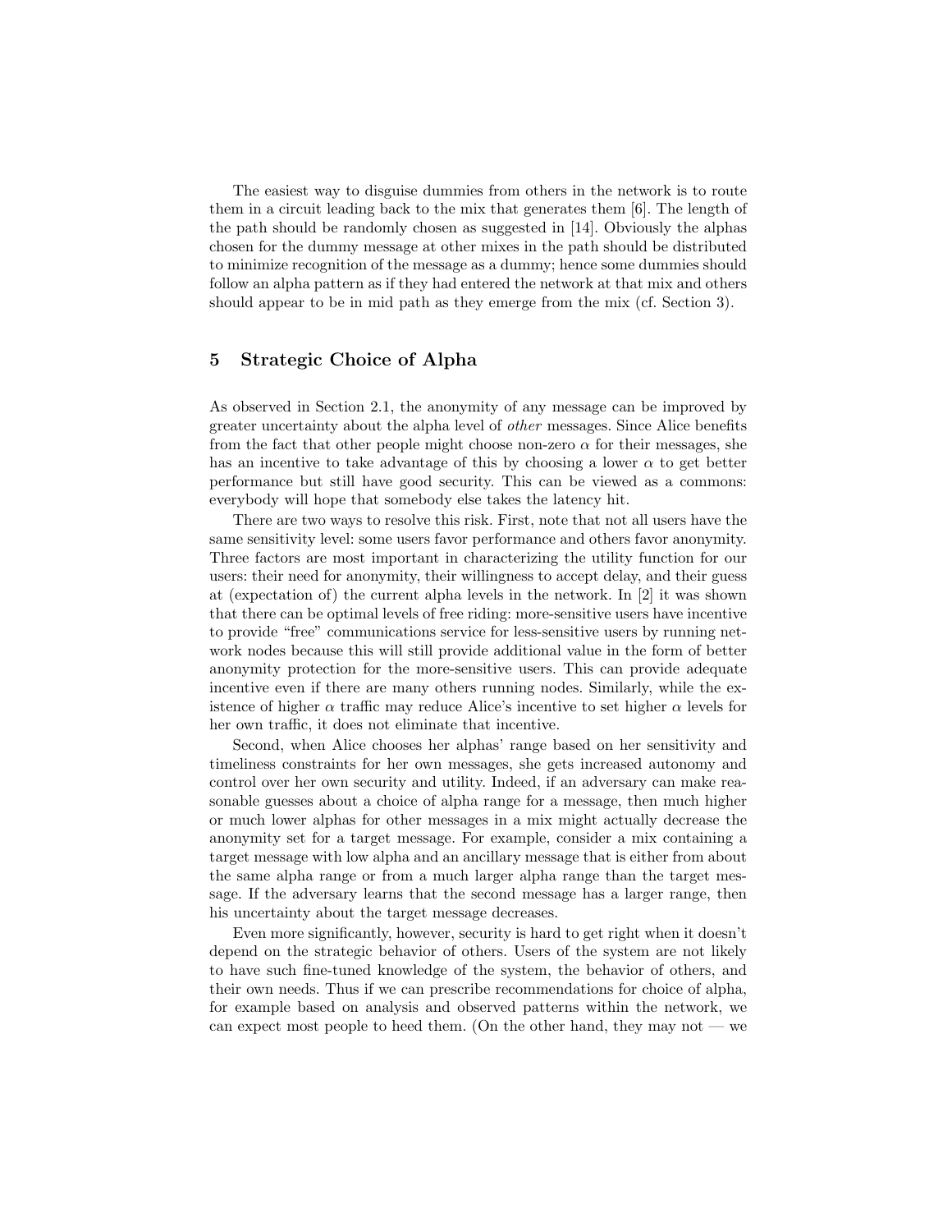The easiest way to disguise dummies from others in the network is to route them in a circuit leading back to the mix that generates them [6]. The length of the path should be randomly chosen as suggested in [14]. Obviously the alphas chosen for the dummy message at other mixes in the path should be distributed to minimize recognition of the message as a dummy; hence some dummies should follow an alpha pattern as if they had entered the network at that mix and others should appear to be in mid path as they emerge from the mix (cf. Section 3).

## 5 Strategic Choice of Alpha

As observed in Section 2.1, the anonymity of any message can be improved by greater uncertainty about the alpha level of *other* messages. Since Alice benefits from the fact that other people might choose non-zero $\alpha$ for their messages, she has an incentive to take advantage of this by choosing a lower $\alpha$ to get better performance but still have good security. This can be viewed as a commons: everybody will hope that somebody else takes the latency hit.

There are two ways to resolve this risk. First, note that not all users have the same sensitivity level: some users favor performance and others favor anonymity. Three factors are most important in characterizing the utility function for our users: their need for anonymity, their willingness to accept delay, and their guess at (expectation of) the current alpha levels in the network. In [2] it was shown that there can be optimal levels of free riding: more-sensitive users have incentive to provide "free" communications service for less-sensitive users by running network nodes because this will still provide additional value in the form of better anonymity protection for the more-sensitive users. This can provide adequate incentive even if there are many others running nodes. Similarly, while the existence of higher $\alpha$ traffic may reduce Alice's incentive to set higher $\alpha$ levels for her own traffic, it does not eliminate that incentive.

Second, when Alice chooses her alphas' range based on her sensitivity and timeliness constraints for her own messages, she gets increased autonomy and control over her own security and utility. Indeed, if an adversary can make reasonable guesses about a choice of alpha range for a message, then much higher or much lower alphas for other messages in a mix might actually decrease the anonymity set for a target message. For example, consider a mix containing a target message with low alpha and an ancillary message that is either from about the same alpha range or from a much larger alpha range than the target message. If the adversary learns that the second message has a larger range, then his uncertainty about the target message decreases.

Even more significantly, however, security is hard to get right when it doesn't depend on the strategic behavior of others. Users of the system are not likely to have such fine-tuned knowledge of the system, the behavior of others, and their own needs. Thus if we can prescribe recommendations for choice of alpha, for example based on analysis and observed patterns within the network, we can expect most people to heed them. (On the other hand, they may not — we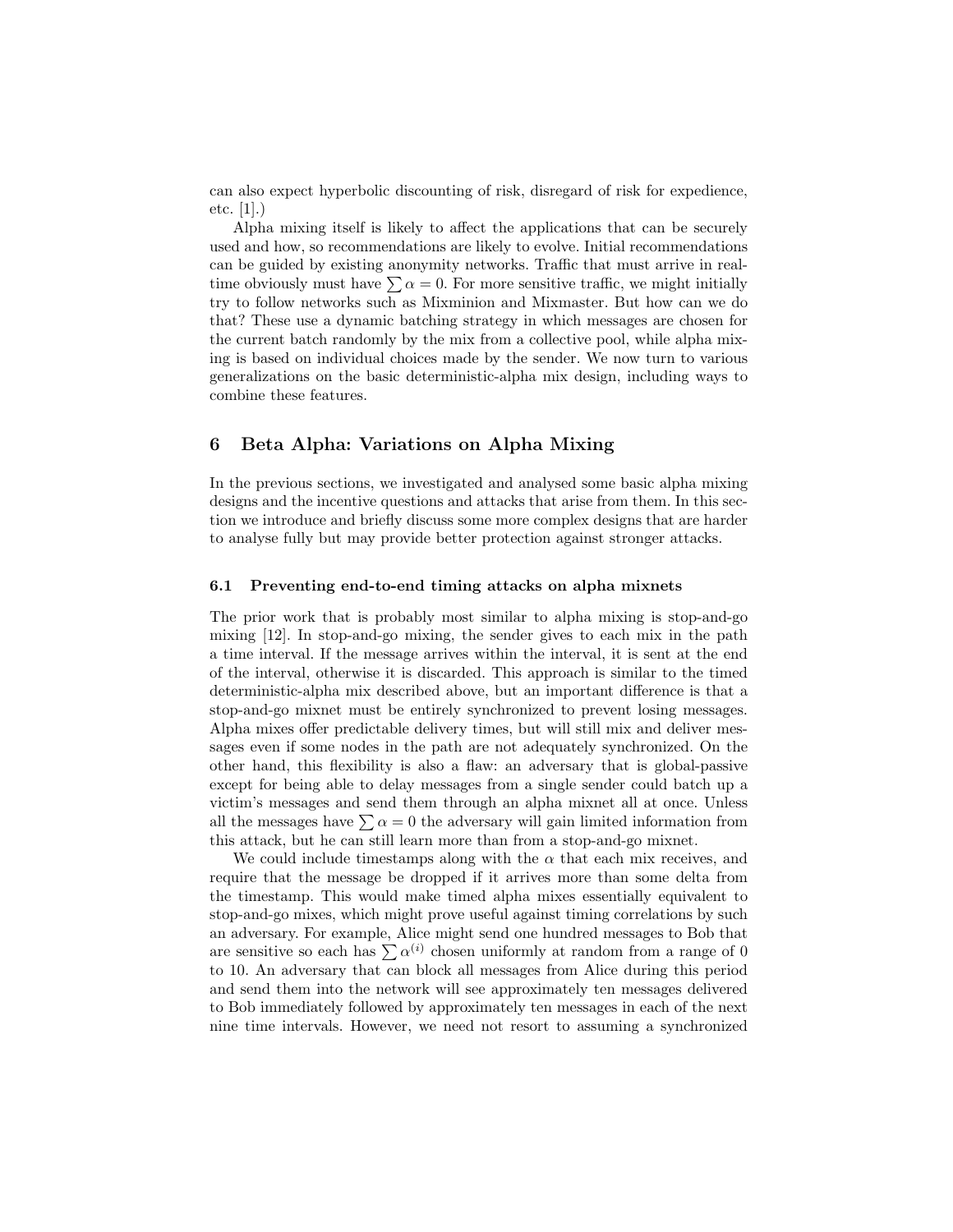can also expect hyperbolic discounting of risk, disregard of risk for expedience, etc. [1].)

Alpha mixing itself is likely to affect the applications that can be securely used and how, so recommendations are likely to evolve. Initial recommendations can be guided by existing anonymity networks. Traffic that must arrive in real-time obviously must have $\sum \alpha = 0$. For more sensitive traffic, we might initially try to follow networks such as Mixminion and Mixmaster. But how can we do that? These use a dynamic batching strategy in which messages are chosen for the current batch randomly by the mix from a collective pool, while alpha mixing is based on individual choices made by the sender. We now turn to various generalizations on the basic deterministic-alpha mix design, including ways to combine these features.

## 6 Beta Alpha: Variations on Alpha Mixing

In the previous sections, we investigated and analysed some basic alpha mixing designs and the incentive questions and attacks that arise from them. In this section we introduce and briefly discuss some more complex designs that are harder to analyse fully but may provide better protection against stronger attacks.

### 6.1 Preventing end-to-end timing attacks on alpha mixnets

The prior work that is probably most similar to alpha mixing is stop-and-go mixing [12]. In stop-and-go mixing, the sender gives to each mix in the path a time interval. If the message arrives within the interval, it is sent at the end of the interval, otherwise it is discarded. This approach is similar to the timed deterministic-alpha mix described above, but an important difference is that a stop-and-go mixnet must be entirely synchronized to prevent losing messages. Alpha mixes offer predictable delivery times, but will still mix and deliver messages even if some nodes in the path are not adequately synchronized. On the other hand, this flexibility is also a flaw: an adversary that is global-passive except for being able to delay messages from a single sender could batch up a victim's messages and send them through an alpha mixnet all at once. Unless all the messages have $\sum \alpha = 0$ the adversary will gain limited information from this attack, but he can still learn more than from a stop-and-go mixnet.

We could include timestamps along with the $\alpha$ that each mix receives, and require that the message be dropped if it arrives more than some delta from the timestamp. This would make timed alpha mixes essentially equivalent to stop-and-go mixes, which might prove useful against timing correlations by such an adversary. For example, Alice might send one hundred messages to Bob that are sensitive so each has $\sum \alpha^{(i)}$ chosen uniformly at random from a range of 0 to 10. An adversary that can block all messages from Alice during this period and send them into the network will see approximately ten messages delivered to Bob immediately followed by approximately ten messages in each of the next nine time intervals. However, we need not resort to assuming a synchronized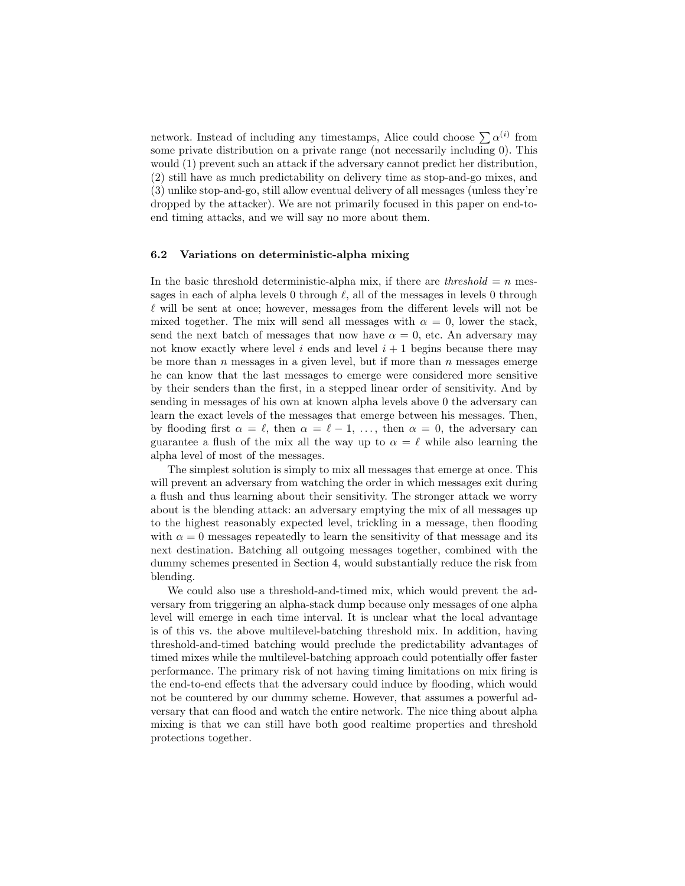network. Instead of including any timestamps, Alice could choose $\sum \alpha^{(i)}$ from some private distribution on a private range (not necessarily including 0). This would (1) prevent such an attack if the adversary cannot predict her distribution, (2) still have as much predictability on delivery time as stop-and-go mixes, and (3) unlike stop-and-go, still allow eventual delivery of all messages (unless they're dropped by the attacker). We are not primarily focused in this paper on end-to-end timing attacks, and we will say no more about them.

### 6.2 Variations on deterministic-alpha mixing

In the basic threshold deterministic-alpha mix, if there are *threshold* $= n$ messages in each of alpha levels 0 through $\ell$, all of the messages in levels 0 through $\ell$ will be sent at once; however, messages from the different levels will not be mixed together. The mix will send all messages with $\alpha = 0$, lower the stack, send the next batch of messages that now have $\alpha = 0$, etc. An adversary may not know exactly where level $i$ ends and level $i + 1$ begins because there may be more than $n$ messages in a given level, but if more than $n$ messages emerge he can know that the last messages to emerge were considered more sensitive by their senders than the first, in a stepped linear order of sensitivity. And by sending in messages of his own at known alpha levels above 0 the adversary can learn the exact levels of the messages that emerge between his messages. Then, by flooding first $\alpha = \ell$, then $\alpha = \ell - 1$, ..., then $\alpha = 0$, the adversary can guarantee a flush of the mix all the way up to $\alpha = \ell$ while also learning the alpha level of most of the messages.

The simplest solution is simply to mix all messages that emerge at once. This will prevent an adversary from watching the order in which messages exit during a flush and thus learning about their sensitivity. The stronger attack we worry about is the blending attack: an adversary emptying the mix of all messages up to the highest reasonably expected level, trickling in a message, then flooding with $\alpha = 0$ messages repeatedly to learn the sensitivity of that message and its next destination. Batching all outgoing messages together, combined with the dummy schemes presented in Section 4, would substantially reduce the risk from blending.

We could also use a threshold-and-timed mix, which would prevent the adversary from triggering an alpha-stack dump because only messages of one alpha level will emerge in each time interval. It is unclear what the local advantage is of this vs. the above multilevel-batching threshold mix. In addition, having threshold-and-timed batching would preclude the predictability advantages of timed mixes while the multilevel-batching approach could potentially offer faster performance. The primary risk of not having timing limitations on mix firing is the end-to-end effects that the adversary could induce by flooding, which would not be countered by our dummy scheme. However, that assumes a powerful adversary that can flood and watch the entire network. The nice thing about alpha mixing is that we can still have both good realtime properties and threshold protections together.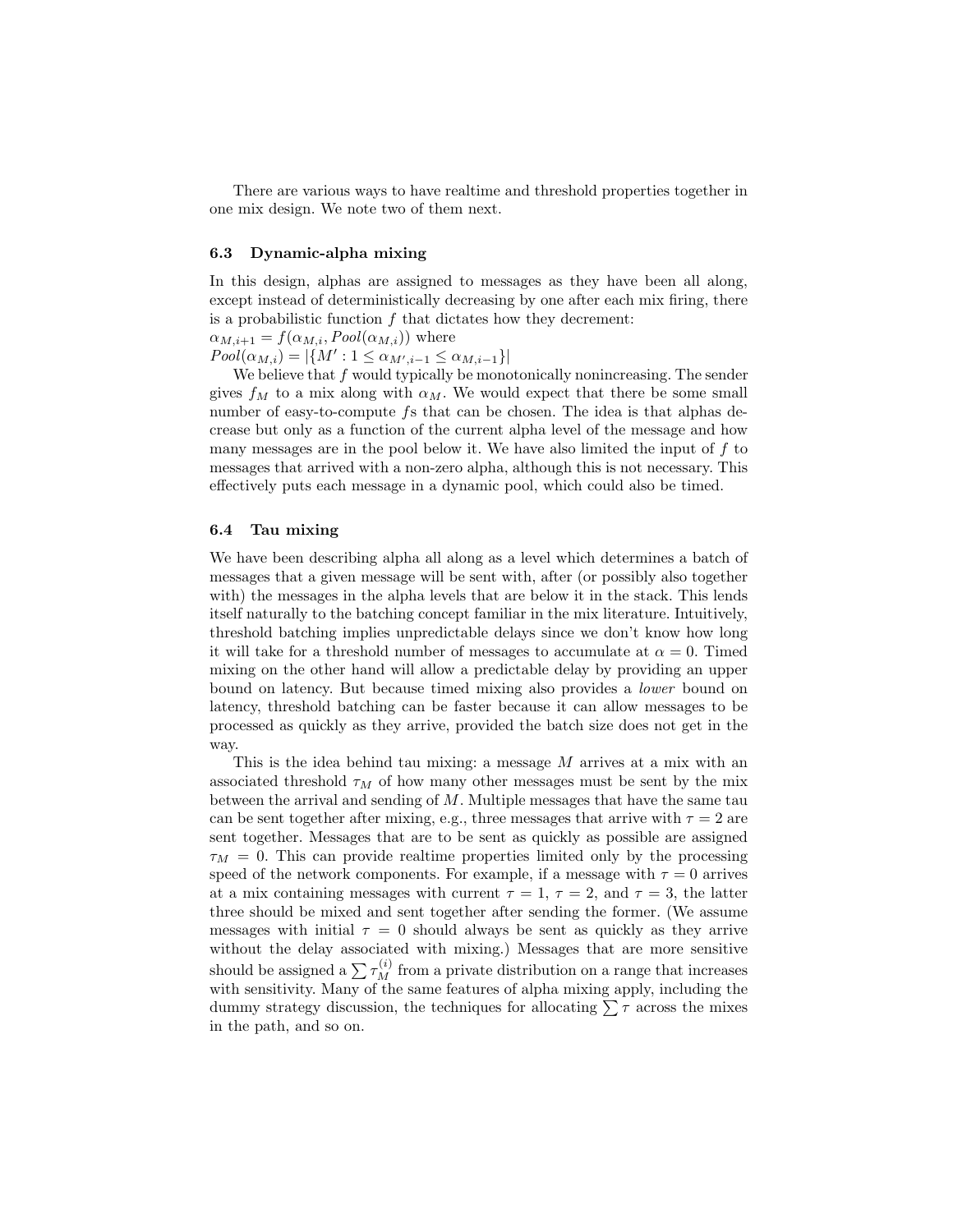There are various ways to have realtime and threshold properties together in one mix design. We note two of them next.

### 6.3 Dynamic-alpha mixing

In this design, alphas are assigned to messages as they have been all along, except instead of deterministically decreasing by one after each mix firing, there is a probabilistic function $f$ that dictates how they decrement:
$\alpha_{M,i+1} = f(\alpha_{M,i}, Pool(\alpha_{M,i}))$ where
$Pool(\alpha_{M,i}) = |\{M' : 1 \leq \alpha_{M',i-1} \leq \alpha_{M,i-1}\}|$

We believe that $f$ would typically be monotonically nonincreasing. The sender gives $f_M$ to a mix along with $\alpha_M$. We would expect that there be some small number of easy-to-compute $f$s that can be chosen. The idea is that alphas decrease but only as a function of the current alpha level of the message and how many messages are in the pool below it. We have also limited the input of $f$ to messages that arrived with a non-zero alpha, although this is not necessary. This effectively puts each message in a dynamic pool, which could also be timed.

### 6.4 Tau mixing

We have been describing alpha all along as a level which determines a batch of messages that a given message will be sent with, after (or possibly also together with) the messages in the alpha levels that are below it in the stack. This lends itself naturally to the batching concept familiar in the mix literature. Intuitively, threshold batching implies unpredictable delays since we don't know how long it will take for a threshold number of messages to accumulate at $\alpha = 0$. Timed mixing on the other hand will allow a predictable delay by providing an upper bound on latency. But because timed mixing also provides a *lower* bound on latency, threshold batching can be faster because it can allow messages to be processed as quickly as they arrive, provided the batch size does not get in the way.

This is the idea behind tau mixing: a message $M$ arrives at a mix with an associated threshold $\tau_M$ of how many other messages must be sent by the mix between the arrival and sending of $M$. Multiple messages that have the same tau can be sent together after mixing, e.g., three messages that arrive with $\tau = 2$ are sent together. Messages that are to be sent as quickly as possible are assigned $\tau_M = 0$. This can provide realtime properties limited only by the processing speed of the network components. For example, if a message with $\tau = 0$ arrives at a mix containing messages with current $\tau = 1$, $\tau = 2$, and $\tau = 3$, the latter three should be mixed and sent together after sending the former. (We assume messages with initial $\tau = 0$ should always be sent as quickly as they arrive without the delay associated with mixing.) Messages that are more sensitive should be assigned a $\sum \tau_M^{(i)}$ from a private distribution on a range that increases with sensitivity. Many of the same features of alpha mixing apply, including the dummy strategy discussion, the techniques for allocating $\sum \tau$ across the mixes in the path, and so on.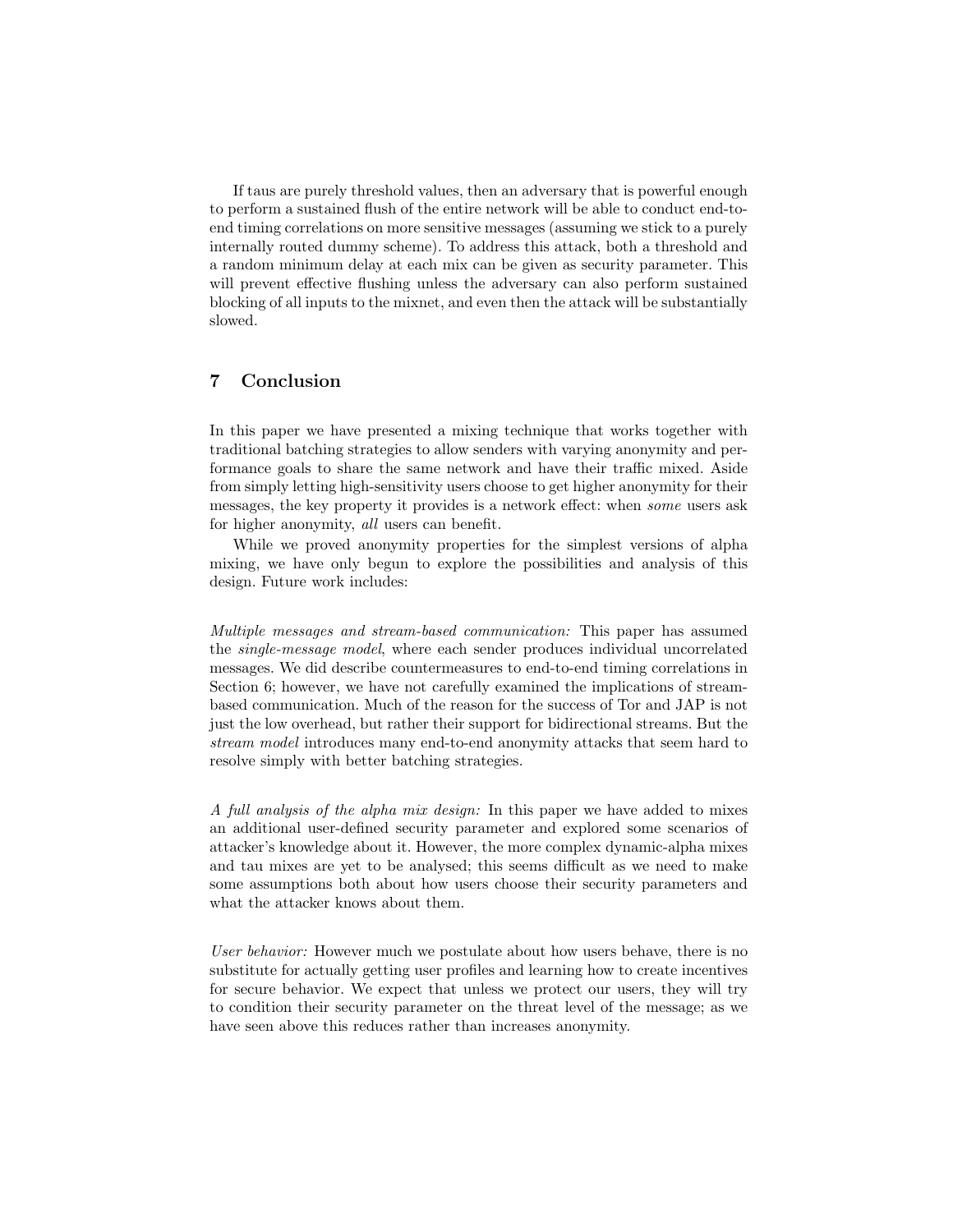If taus are purely threshold values, then an adversary that is powerful enough to perform a sustained flush of the entire network will be able to conduct end-to-end timing correlations on more sensitive messages (assuming we stick to a purely internally routed dummy scheme). To address this attack, both a threshold and a random minimum delay at each mix can be given as security parameter. This will prevent effective flushing unless the adversary can also perform sustained blocking of all inputs to the mixnet, and even then the attack will be substantially slowed.

## 7 Conclusion

In this paper we have presented a mixing technique that works together with traditional batching strategies to allow senders with varying anonymity and performance goals to share the same network and have their traffic mixed. Aside from simply letting high-sensitivity users choose to get higher anonymity for their messages, the key property it provides is a network effect: when *some* users ask for higher anonymity, *all* users can benefit.

While we proved anonymity properties for the simplest versions of alpha mixing, we have only begun to explore the possibilities and analysis of this design. Future work includes:

*Multiple messages and stream-based communication:* This paper has assumed the *single-message model*, where each sender produces individual uncorrelated messages. We did describe countermeasures to end-to-end timing correlations in Section 6; however, we have not carefully examined the implications of stream-based communication. Much of the reason for the success of Tor and JAP is not just the low overhead, but rather their support for bidirectional streams. But the *stream model* introduces many end-to-end anonymity attacks that seem hard to resolve simply with better batching strategies.

*A full analysis of the alpha mix design:* In this paper we have added to mixes an additional user-defined security parameter and explored some scenarios of attacker's knowledge about it. However, the more complex dynamic-alpha mixes and tau mixes are yet to be analysed; this seems difficult as we need to make some assumptions both about how users choose their security parameters and what the attacker knows about them.

*User behavior:* However much we postulate about how users behave, there is no substitute for actually getting user profiles and learning how to create incentives for secure behavior. We expect that unless we protect our users, they will try to condition their security parameter on the threat level of the message; as we have seen above this reduces rather than increases anonymity.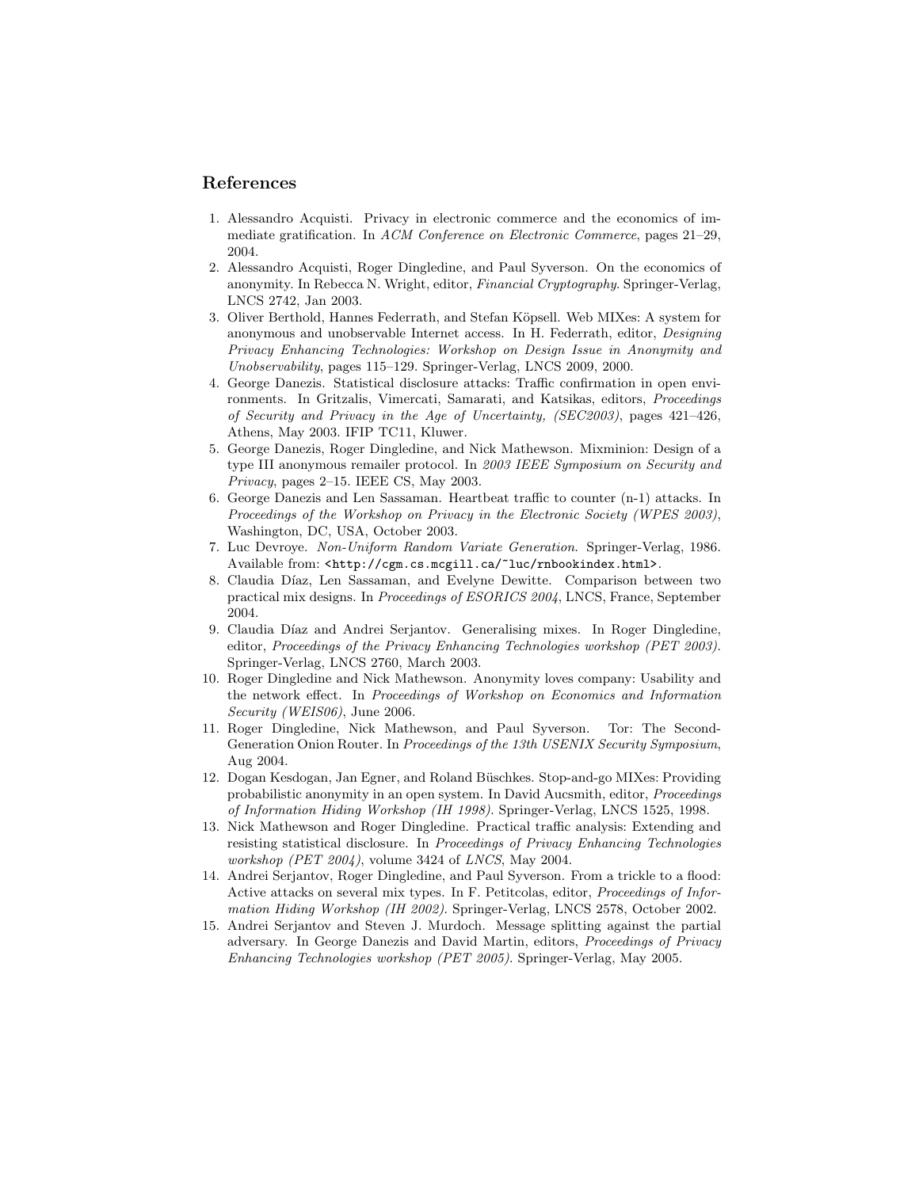## References

1. Alessandro Acquisti. Privacy in electronic commerce and the economics of immediate gratification. In *ACM Conference on Electronic Commerce*, pages 21–29, 2004.
2. Alessandro Acquisti, Roger Dingledine, and Paul Syverson. On the economics of anonymity. In Rebecca N. Wright, editor, *Financial Cryptography*. Springer-Verlag, LNCS 2742, Jan 2003.
3. Oliver Berthold, Hannes Federrath, and Stefan Köpsell. Web MIXes: A system for anonymous and unobservable Internet access. In H. Federrath, editor, *Designing Privacy Enhancing Technologies: Workshop on Design Issue in Anonymity and Unobservability*, pages 115–129. Springer-Verlag, LNCS 2009, 2000.
4. George Danezis. Statistical disclosure attacks: Traffic confirmation in open environments. In Gritzalis, Vimercati, Samarati, and Katsikas, editors, *Proceedings of Security and Privacy in the Age of Uncertainty, (SEC2003)*, pages 421–426, Athens, May 2003. IFIP TC11, Kluwer.
5. George Danezis, Roger Dingledine, and Nick Mathewson. Mixminion: Design of a type III anonymous remailer protocol. In *2003 IEEE Symposium on Security and Privacy*, pages 2–15. IEEE CS, May 2003.
6. George Danezis and Len Sassaman. Heartbeat traffic to counter (n-1) attacks. In *Proceedings of the Workshop on Privacy in the Electronic Society (WPES 2003)*, Washington, DC, USA, October 2003.
7. Luc Devroye. *Non-Uniform Random Variate Generation*. Springer-Verlag, 1986. Available from: `<http://cgm.cs.mcgill.ca/~luc/rnbookindex.html>`.
8. Claudia Díaz, Len Sassaman, and Evelyne Dewitte. Comparison between two practical mix designs. In *Proceedings of ESORICS 2004*, LNCS, France, September 2004.
9. Claudia Díaz and Andrei Serjantov. Generalising mixes. In Roger Dingledine, editor, *Proceedings of the Privacy Enhancing Technologies workshop (PET 2003)*. Springer-Verlag, LNCS 2760, March 2003.
10. Roger Dingledine and Nick Mathewson. Anonymity loves company: Usability and the network effect. In *Proceedings of Workshop on Economics and Information Security (WEIS06)*, June 2006.
11. Roger Dingledine, Nick Mathewson, and Paul Syverson. Tor: The Second-Generation Onion Router. In *Proceedings of the 13th USENIX Security Symposium*, Aug 2004.
12. Dogan Kesdogan, Jan Egner, and Roland Büschkes. Stop-and-go MIXes: Providing probabilistic anonymity in an open system. In David Aucsmith, editor, *Proceedings of Information Hiding Workshop (IH 1998)*. Springer-Verlag, LNCS 1525, 1998.
13. Nick Mathewson and Roger Dingledine. Practical traffic analysis: Extending and resisting statistical disclosure. In *Proceedings of Privacy Enhancing Technologies workshop (PET 2004)*, volume 3424 of *LNCS*, May 2004.
14. Andrei Serjantov, Roger Dingledine, and Paul Syverson. From a trickle to a flood: Active attacks on several mix types. In F. Petitcolas, editor, *Proceedings of Information Hiding Workshop (IH 2002)*. Springer-Verlag, LNCS 2578, October 2002.
15. Andrei Serjantov and Steven J. Murdoch. Message splitting against the partial adversary. In George Danezis and David Martin, editors, *Proceedings of Privacy Enhancing Technologies workshop (PET 2005)*. Springer-Verlag, May 2005.